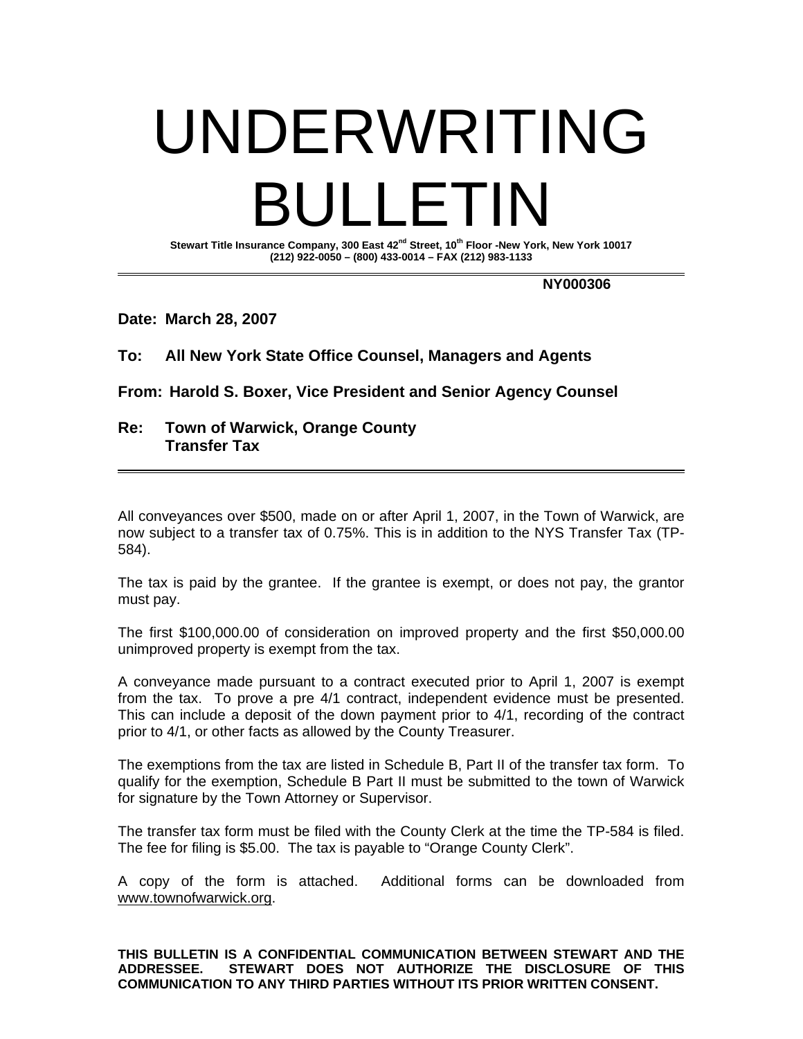# UNDERWRITING BULLETIN

**Stewart Title Insurance Company, 300 East 42nd Street, 10th Floor -New York, New York 10017**
**(212) 922-0050 – (800) 433-0014 – FAX (212) 983-1133**

---

**NY000306**

**Date: March 28, 2007**

**To: All New York State Office Counsel, Managers and Agents**

**From: Harold S. Boxer, Vice President and Senior Agency Counsel**

**Re: Town of Warwick, Orange County**
**Transfer Tax**

---

All conveyances over $500, made on or after April 1, 2007, in the Town of Warwick, are now subject to a transfer tax of 0.75%. This is in addition to the NYS Transfer Tax (TP-584).

The tax is paid by the grantee. If the grantee is exempt, or does not pay, the grantor must pay.

The first $100,000.00 of consideration on improved property and the first $50,000.00 unimproved property is exempt from the tax.

A conveyance made pursuant to a contract executed prior to April 1, 2007 is exempt from the tax. To prove a pre 4/1 contract, independent evidence must be presented. This can include a deposit of the down payment prior to 4/1, recording of the contract prior to 4/1, or other facts as allowed by the County Treasurer.

The exemptions from the tax are listed in Schedule B, Part II of the transfer tax form. To qualify for the exemption, Schedule B Part II must be submitted to the town of Warwick for signature by the Town Attorney or Supervisor.

The transfer tax form must be filed with the County Clerk at the time the TP-584 is filed. The fee for filing is $5.00. The tax is payable to "Orange County Clerk".

A copy of the form is attached. Additional forms can be downloaded from www.townofwarwick.org.

**THIS BULLETIN IS A CONFIDENTIAL COMMUNICATION BETWEEN STEWART AND THE ADDRESSEE. STEWART DOES NOT AUTHORIZE THE DISCLOSURE OF THIS COMMUNICATION TO ANY THIRD PARTIES WITHOUT ITS PRIOR WRITTEN CONSENT.**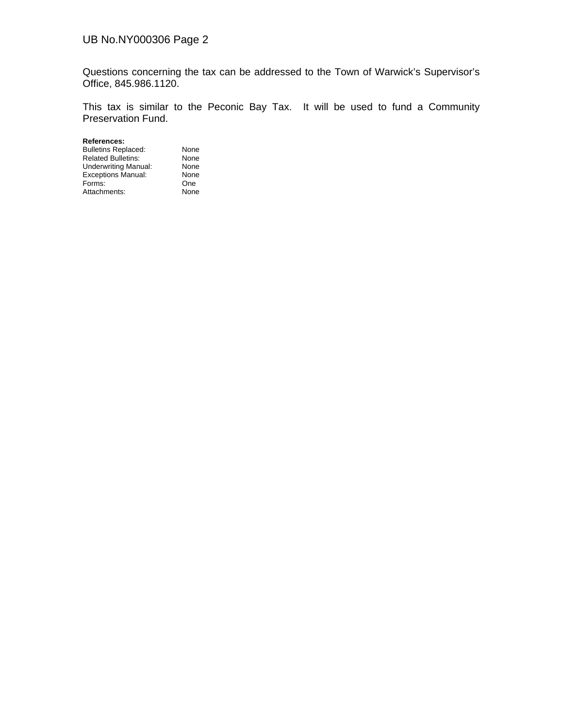Questions concerning the tax can be addressed to the Town of Warwick's Supervisor's Office, 845.986.1120.

This tax is similar to the Peconic Bay Tax. It will be used to fund a Community Preservation Fund.

**References:**

| | |
|---|---|
| Bulletins Replaced: | None |
| Related Bulletins: | None |
| Underwriting Manual: | None |
| Exceptions Manual: | None |
| Forms: | One |
| Attachments: | None |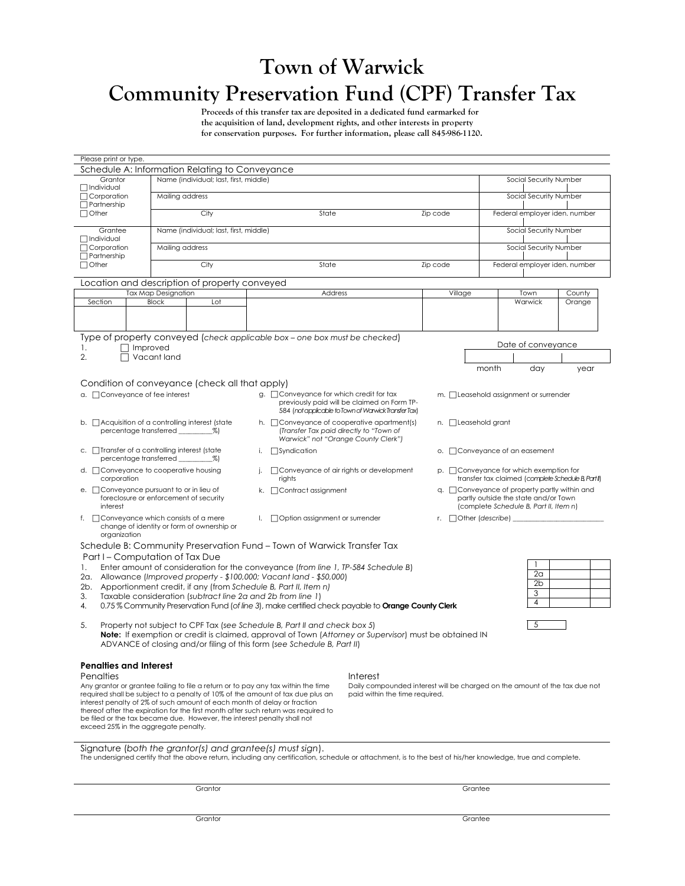# Town of Warwick
# Community Preservation Fund (CPF) Transfer Tax

**Proceeds of this transfer tax are deposited in a dedicated fund earmarked for the acquisition of land, development rights, and other interests in property for conservation purposes. For further information, please call 845-986-1120.**

Please print or type.

## Schedule A: Information Relating to Conveyance

| Grantor | | |
|---|---|---|
| ☐ Individual<br>☐ Corporation<br>☐ Partnership<br>☐ Other | Name (individual; last, first, middle) | Social Security Number |
| | Mailing address | Social Security Number |
| | City / State / Zip code | Federal employer iden. number |

| Grantee | | |
|---|---|---|
| ☐ Individual<br>☐ Corporation<br>☐ Partnership<br>☐ Other | Name (individual; last, first, middle) | Social Security Number |
| | Mailing address | Social Security Number |
| | City / State / Zip code | Federal employer iden. number |

### Location and description of property conveyed

| Tax Map Designation | | | Address | Village | Town | County |
|---|---|---|---|---|---|---|
| Section | Block | Lot | | | Warwick | Orange |
| | | | | | | |

### Type of property conveyed (*check applicable box – one box must be checked*)

1. ☐ Improved
2. ☐ Vacant land

Date of conveyance

| month | day | year |
|---|---|---|
| | | |

### Condition of conveyance (check all that apply)

a. ☐ Conveyance of fee interest

b. ☐ Acquisition of a controlling interest (state percentage transferred ________%)

c. ☐ Transfer of a controlling interest (state percentage transferred ________%)

d. ☐ Conveyance to cooperative housing corporation

e. ☐ Conveyance pursuant to or in lieu of foreclosure or enforcement of security interest

f. ☐ Conveyance which consists of a mere change of identity or form of ownership or organization

g. ☐ Conveyance for which credit for tax previously paid will be claimed on Form TP-584 (*not applicable to Town of Warwick Transfer Tax*)

h. ☐ Conveyance of cooperative apartment(s) (*Transfer Tax paid directly to "Town of Warwick" not "Orange County Clerk"*)

i. ☐ Syndication

j. ☐ Conveyance of air rights or development rights

k. ☐ Contract assignment

l. ☐ Option assignment or surrender

m. ☐ Leasehold assignment or surrender

n. ☐ Leasehold grant

o. ☐ Conveyance of an easement

p. ☐ Conveyance for which exemption for transfer tax claimed (*complete Schedule B, Part II*)

q. ☐ Conveyance of property partly within and partly outside the state and/or Town (*complete Schedule B, Part II, Item n*)

r. ☐ Other (*describe*) ________________________

## Schedule B: Community Preservation Fund – Town of Warwick Transfer Tax

### Part I – Computation of Tax Due

| | | Line | Amount |
|---|---|---|---|
| 1. | Enter amount of consideration for the conveyance (*from line 1, TP-584 Schedule B*) | 1 | |
| 2a. | Allowance (*Improved property - $100,000; Vacant land - $50,000*) | 2a | |
| 2b. | Apportionment credit, if any (*from Schedule B, Part II, Item n*) | 2b | |
| 3. | Taxable consideration (*subtract line 2a and 2b from line 1*) | 3 | |
| 4. | 0.75 % Community Preservation Fund (*of line 3*), make certified check payable to **Orange County Clerk** | 4 | |

5. Property not subject to CPF Tax (*see Schedule B, Part II and check box 5*) [ 5 ]
**Note:** If exemption or credit is claimed, approval of Town (*Attorney or Supervisor*) must be obtained IN ADVANCE of closing and/or filing of this form (*see Schedule B, Part II*)

### Penalties and Interest

**Penalties**

Any grantor or grantee failing to file a return or to pay any tax within the time required shall be subject to a penalty of 10% of the amount of tax due plus an interest penalty of 2% of such amount of each month of delay or fraction thereof after the expiration for the first month after such return was required to be filed or the tax became due. However, the interest penalty shall not exceed 25% in the aggregate penalty.

**Interest**

Daily compounded interest will be charged on the amount of the tax due not paid within the time required.

### Signature (*both the grantor(s) and grantee(s) must sign*).

The undersigned certify that the above return, including any certification, schedule or attachment, is to the best of his/her knowledge, true and complete.

________________________ Grantor ________________________ Grantee

________________________ Grantor ________________________ Grantee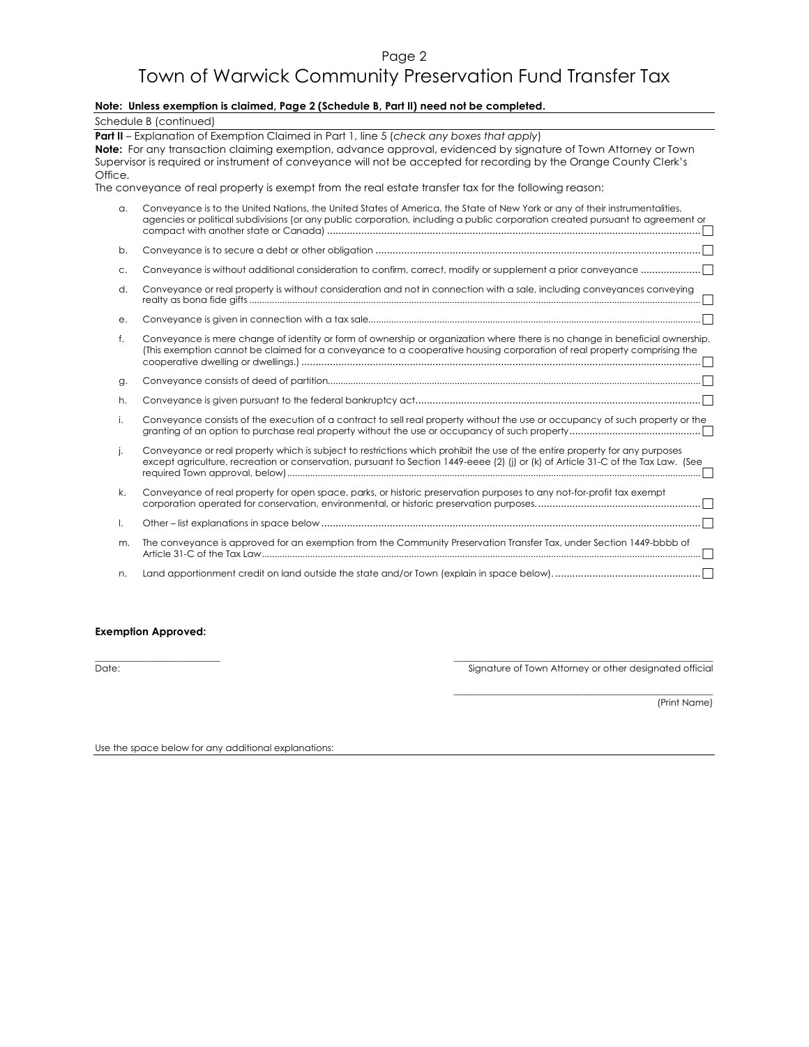# Town of Warwick Community Preservation Fund Transfer Tax

**Note: Unless exemption is claimed, Page 2 (Schedule B, Part II) need not be completed.**

Schedule B (continued)

**Part II** – Explanation of Exemption Claimed in Part 1, line 5 (*check any boxes that apply*)

**Note:** For any transaction claiming exemption, advance approval, evidenced by signature of Town Attorney or Town Supervisor is required or instrument of conveyance will not be accepted for recording by the Orange County Clerk's Office.

The conveyance of real property is exempt from the real estate transfer tax for the following reason:

- a. Conveyance is to the United Nations, the United States of America, the State of New York or any of their instrumentalities, agencies or political subdivisions (or any public corporation, including a public corporation created pursuant to agreement or compact with another state or Canada) ☐
- b. Conveyance is to secure a debt or other obligation ☐
- c. Conveyance is without additional consideration to confirm, correct, modify or supplement a prior conveyance ☐
- d. Conveyance or real property is without consideration and not in connection with a sale, including conveyances conveying realty as bona fide gifts ☐
- e. Conveyance is given in connection with a tax sale ☐
- f. Conveyance is mere change of identity or form of ownership or organization where there is no change in beneficial ownership. (This exemption cannot be claimed for a conveyance to a cooperative housing corporation of real property comprising the cooperative dwelling or dwellings.) ☐
- g. Conveyance consists of deed of partition ☐
- h. Conveyance is given pursuant to the federal bankruptcy act ☐
- i. Conveyance consists of the execution of a contract to sell real property without the use or occupancy of such property or the granting of an option to purchase real property without the use or occupancy of such property ☐
- j. Conveyance or real property which is subject to restrictions which prohibit the use of the entire property for any purposes except agriculture, recreation or conservation, pursuant to Section 1449-eeee (2) (j) or (k) of Article 31-C of the Tax Law. (See required Town approval, below) ☐
- k. Conveyance of real property for open space, parks, or historic preservation purposes to any not-for-profit tax exempt corporation operated for conservation, environmental, or historic preservation purposes. ☐
- l. Other – list explanations in space below ☐
- m. The conveyance is approved for an exemption from the Community Preservation Transfer Tax, under Section 1449-bbbb of Article 31-C of the Tax Law ☐
- n. Land apportionment credit on land outside the state and/or Town (explain in space below). ☐

**Exemption Approved:**

\_\_\_\_\_\_\_\_\_\_\_\_\_\_\_\_\_\_\_\_\_\_\_\_\_ \_\_\_\_\_\_\_\_\_\_\_\_\_\_\_\_\_\_\_\_\_\_\_\_\_\_\_\_\_\_\_\_\_\_\_\_\_\_\_\_

Date: Signature of Town Attorney or other designated official

\_\_\_\_\_\_\_\_\_\_\_\_\_\_\_\_\_\_\_\_\_\_\_\_\_\_\_\_\_\_\_\_\_\_\_\_\_\_\_\_

(Print Name)

Use the space below for any additional explanations: